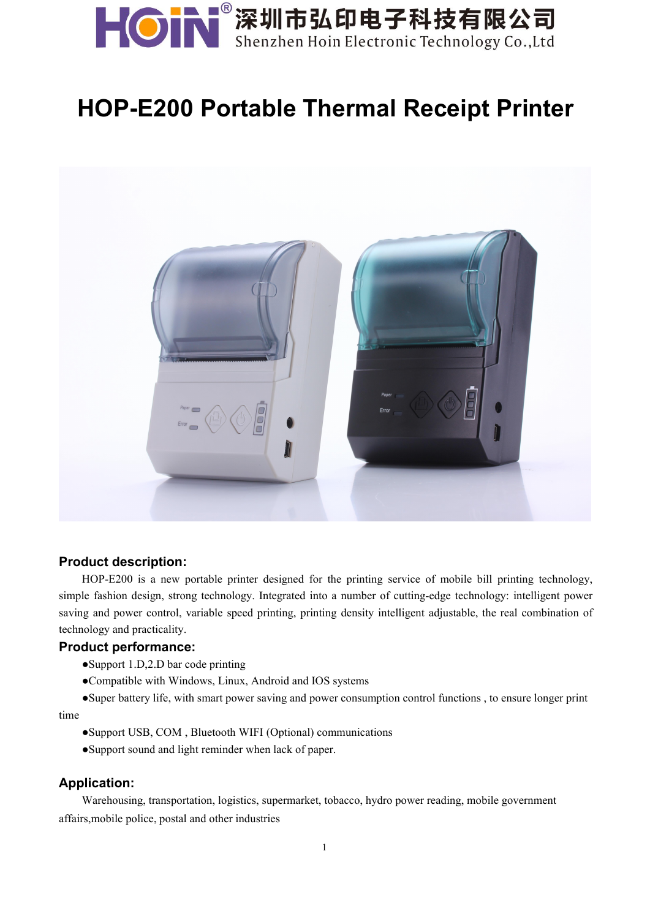HOIN® 深圳市弘印电子科技有限公司
Shenzhen Hoin Electronic Technology Co.,Ltd

# HOP-E200 Portable Thermal Receipt Printer

## Product description:

HOP-E200 is a new portable printer designed for the printing service of mobile bill printing technology, simple fashion design, strong technology. Integrated into a number of cutting-edge technology: intelligent power saving and power control, variable speed printing, printing density intelligent adjustable, the real combination of technology and practicality.

## Product performance:

- ●Support 1.D,2.D bar code printing
- ●Compatible with Windows, Linux, Android and IOS systems
- ●Super battery life, with smart power saving and power consumption control functions , to ensure longer print time
- ●Support USB, COM , Bluetooth WIFI (Optional) communications
- ●Support sound and light reminder when lack of paper.

## Application:

Warehousing, transportation, logistics, supermarket, tobacco, hydro power reading, mobile government affairs,mobile police, postal and other industries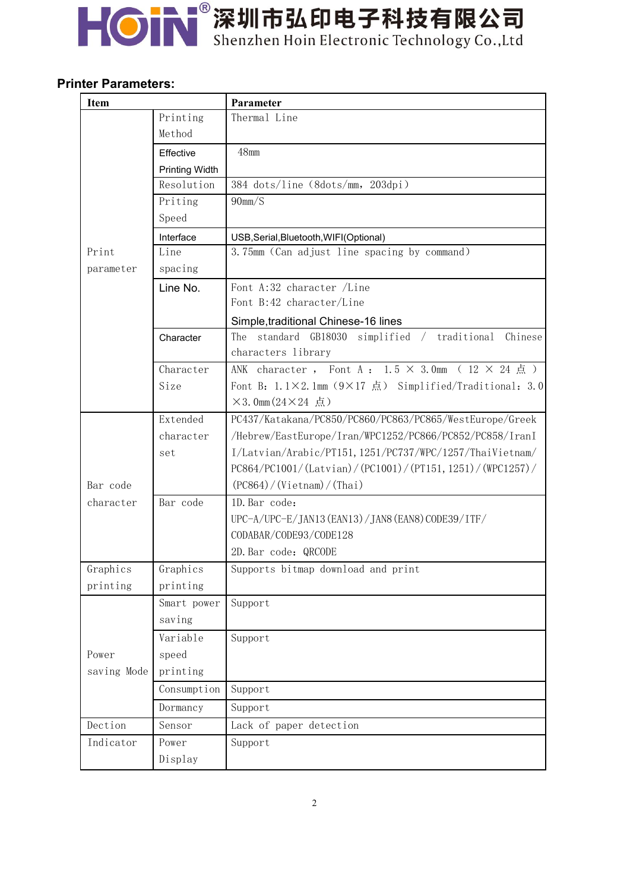## Printer Parameters:

| Item | | Parameter |
|---|---|---|
| Print parameter | Printing Method | Thermal Line |
| | Effective Printing Width | 48mm |
| | Resolution | 384 dots/line (8dots/mm，203dpi) |
| | Priting Speed | 90mm/S |
| | Interface | USB,Serial,Bluetooth,WIFI(Optional) |
| | Line spacing | 3.75mm (Can adjust line spacing by command) |
| | Line No. | Font A:32 character /Line<br>Font B:42 character/Line<br>Simple,traditional Chinese-16 lines |
| | Character | The standard GB18030 simplified / traditional Chinese characters library |
| | Character Size | ANK character , Font A : 1.5 × 3.0mm ( 12 × 24 点 )<br>Font B: 1.1×2.1mm (9×17 点) Simplified/Traditional: 3.0×3.0mm(24×24 点) |
| Bar code character | Extended character set | PC437/Katakana/PC850/PC860/PC863/PC865/WestEurope/Greek/Hebrew/EastEurope/Iran/WPC1252/PC866/PC852/PC858/IranI I/Latvian/Arabic/PT151,1251/PC737/WPC/1257/ThaiVietnam/PC864/PC1001/(Latvian)/(PC1001)/(PT151,1251)/(WPC1257)/(PC864)/(Vietnam)/(Thai) |
| | Bar code | 1D.Bar code:<br>UPC-A/UPC-E/JAN13(EAN13)/JAN8(EAN8)CODE39/ITF/CODABAR/CODE93/CODE128<br>2D.Bar code: QRCODE |
| Graphics printing | Graphics printing | Supports bitmap download and print |
| Power saving Mode | Smart power saving | Support |
| | Variable speed printing | Support |
| | Consumption | Support |
| | Dormancy | Support |
| Dection | Sensor | Lack of paper detection |
| Indicator | Power Display | Support |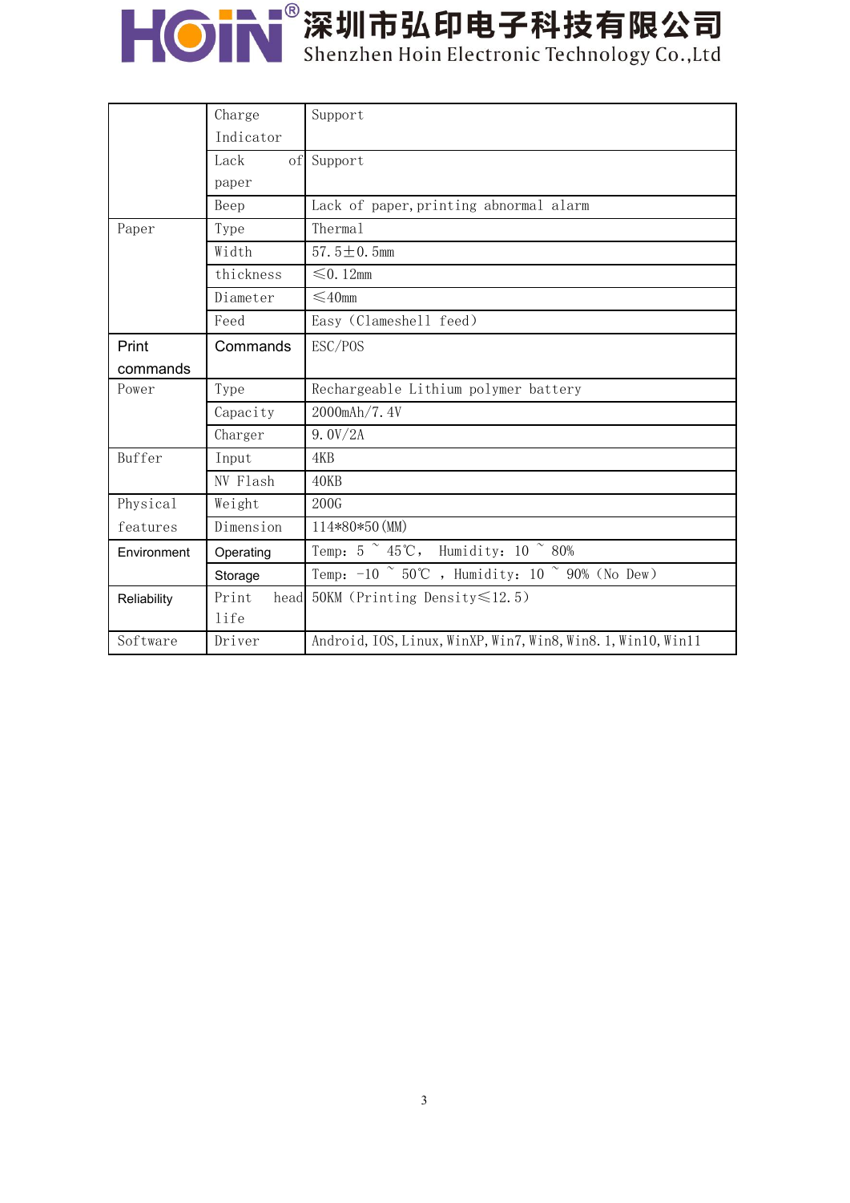| | | |
|---|---|---|
| | Charge Indicator | Support |
| | Lack of paper | Support |
| | Beep | Lack of paper, printing abnormal alarm |
| Paper | Type | Thermal |
| | Width | 57.5±0.5mm |
| | thickness | ≤0.12mm |
| | Diameter | ≤40mm |
| | Feed | Easy (Clameshell feed) |
| Print commands | Commands | ESC/POS |
| Power | Type | Rechargeable Lithium polymer battery |
| | Capacity | 2000mAh/7.4V |
| | Charger | 9.0V/2A |
| Buffer | Input | 4KB |
| | NV Flash | 40KB |
| Physical features | Weight | 200G |
| | Dimension | 114*80*50(MM) |
| Environment | Operating | Temp: 5 ~ 45℃, Humidity: 10 ~ 80% |
| | Storage | Temp: -10 ~ 50℃ , Humidity: 10 ~ 90% (No Dew) |
| Reliability | Print head life | 50KM (Printing Density≤12.5) |
| Software | Driver | Android, IOS, Linux, WinXP, Win7, Win8, Win8.1, Win10, Win11 |